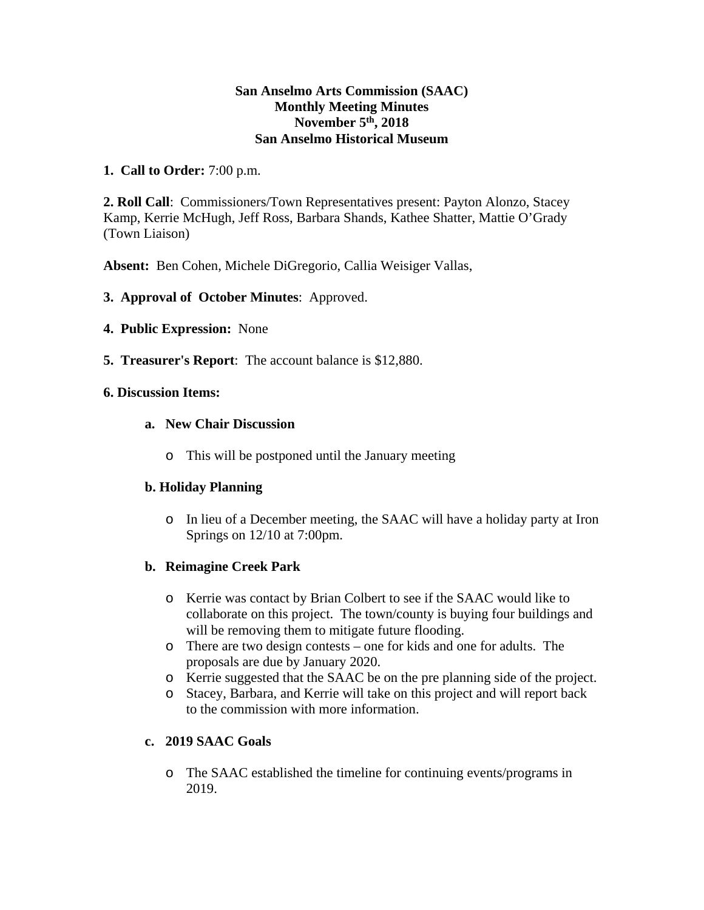**San Anselmo Arts Commission (SAAC)**
**Monthly Meeting Minutes**
**November 5th, 2018**
**San Anselmo Historical Museum**

**1. Call to Order:** 7:00 p.m.

**2. Roll Call**: Commissioners/Town Representatives present: Payton Alonzo, Stacey Kamp, Kerrie McHugh, Jeff Ross, Barbara Shands, Kathee Shatter, Mattie O'Grady (Town Liaison)

**Absent:** Ben Cohen, Michele DiGregorio, Callia Weisiger Vallas,

**3. Approval of October Minutes**: Approved.

**4. Public Expression:** None

**5. Treasurer's Report**: The account balance is $12,880.

**6. Discussion Items:**

**a. New Chair Discussion**

- This will be postponed until the January meeting

**b. Holiday Planning**

- In lieu of a December meeting, the SAAC will have a holiday party at Iron Springs on 12/10 at 7:00pm.

**b. Reimagine Creek Park**

- Kerrie was contact by Brian Colbert to see if the SAAC would like to collaborate on this project. The town/county is buying four buildings and will be removing them to mitigate future flooding.
- There are two design contests – one for kids and one for adults. The proposals are due by January 2020.
- Kerrie suggested that the SAAC be on the pre planning side of the project.
- Stacey, Barbara, and Kerrie will take on this project and will report back to the commission with more information.

**c. 2019 SAAC Goals**

- The SAAC established the timeline for continuing events/programs in 2019.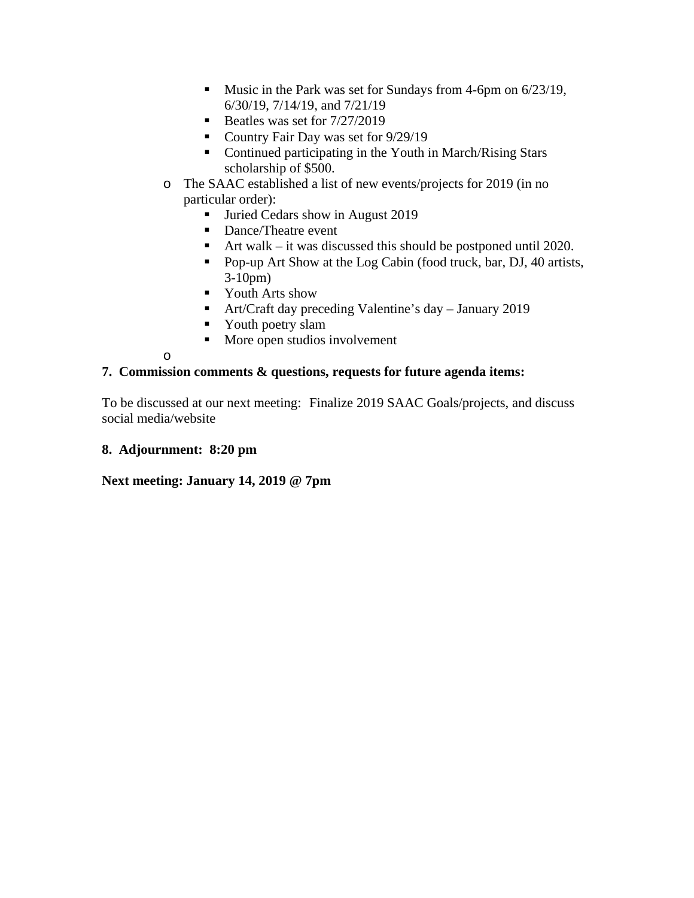- Music in the Park was set for Sundays from 4-6pm on 6/23/19, 6/30/19, 7/14/19, and 7/21/19
    - Beatles was set for 7/27/2019
    - Country Fair Day was set for 9/29/19
    - Continued participating in the Youth in March/Rising Stars scholarship of $500.
  - The SAAC established a list of new events/projects for 2019 (in no particular order):
    - Juried Cedars show in August 2019
    - Dance/Theatre event
    - Art walk – it was discussed this should be postponed until 2020.
    - Pop-up Art Show at the Log Cabin (food truck, bar, DJ, 40 artists, 3-10pm)
    - Youth Arts show
    - Art/Craft day preceding Valentine's day – January 2019
    - Youth poetry slam
    - More open studios involvement
  - 

**7. Commission comments & questions, requests for future agenda items:**

To be discussed at our next meeting: Finalize 2019 SAAC Goals/projects, and discuss social media/website

**8. Adjournment: 8:20 pm**

**Next meeting: January 14, 2019 @ 7pm**